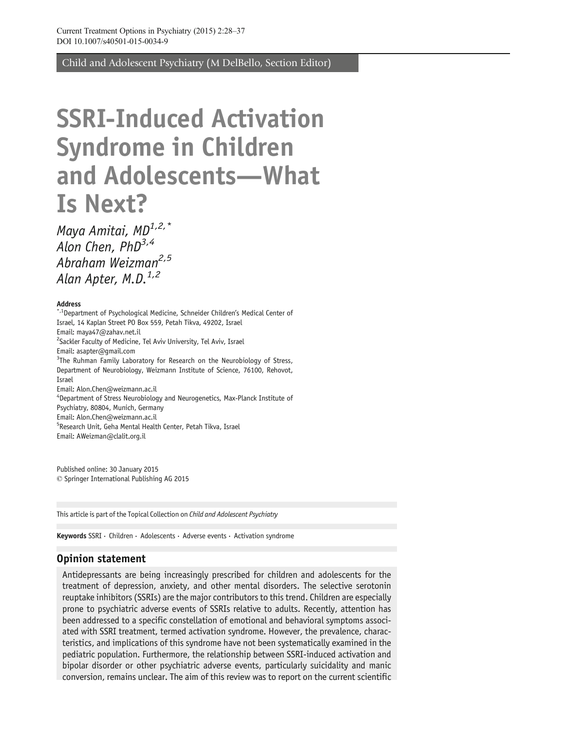Current Treatment Options in Psychiatry (2015) 2:28–37
DOI 10.1007/s40501-015-0034-9

Child and Adolescent Psychiatry (M DelBello, Section Editor)

# SSRI-Induced Activation Syndrome in Children and Adolescents—What Is Next?

*Maya Amitai, MD[1,2,*]*
*Alon Chen, PhD[3,4]*
*Abraham Weizman[2,5]*
*Alan Apter, M.D.[1,2]*

**Address**
[*,1]Department of Psychological Medicine, Schneider Children's Medical Center of Israel, 14 Kaplan Street PO Box 559, Petah Tikva, 49202, Israel
Email: maya47@zahav.net.il
[2]Sackler Faculty of Medicine, Tel Aviv University, Tel Aviv, Israel
Email: asapter@gmail.com
[3]The Ruhman Family Laboratory for Research on the Neurobiology of Stress, Department of Neurobiology, Weizmann Institute of Science, 76100, Rehovot, Israel
Email: Alon.Chen@weizmann.ac.il
[4]Department of Stress Neurobiology and Neurogenetics, Max-Planck Institute of Psychiatry, 80804, Munich, Germany
Email: Alon.Chen@weizmann.ac.il
[5]Research Unit, Geha Mental Health Center, Petah Tikva, Israel
Email: AWeizman@clalit.org.il

Published online: 30 January 2015
© Springer International Publishing AG 2015

This article is part of the Topical Collection on *Child and Adolescent Psychiatry*

**Keywords** SSRI · Children · Adolescents · Adverse events · Activation syndrome

## Opinion statement

Antidepressants are being increasingly prescribed for children and adolescents for the treatment of depression, anxiety, and other mental disorders. The selective serotonin reuptake inhibitors (SSRIs) are the major contributors to this trend. Children are especially prone to psychiatric adverse events of SSRIs relative to adults. Recently, attention has been addressed to a specific constellation of emotional and behavioral symptoms associated with SSRI treatment, termed activation syndrome. However, the prevalence, characteristics, and implications of this syndrome have not been systematically examined in the pediatric population. Furthermore, the relationship between SSRI-induced activation and bipolar disorder or other psychiatric adverse events, particularly suicidality and manic conversion, remains unclear. The aim of this review was to report on the current scientific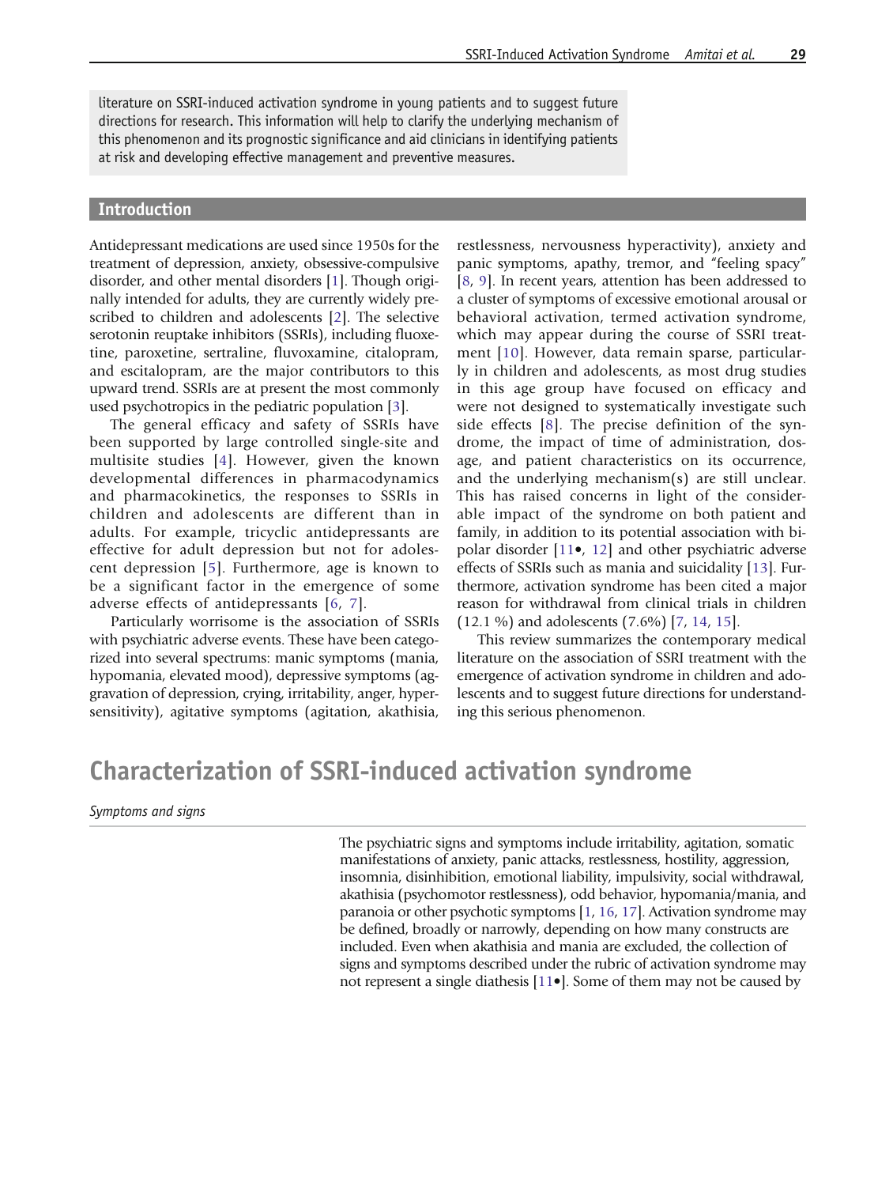literature on SSRI-induced activation syndrome in young patients and to suggest future directions for research. This information will help to clarify the underlying mechanism of this phenomenon and its prognostic significance and aid clinicians in identifying patients at risk and developing effective management and preventive measures.

## Introduction

Antidepressant medications are used since 1950s for the treatment of depression, anxiety, obsessive-compulsive disorder, and other mental disorders [1]. Though originally intended for adults, they are currently widely prescribed to children and adolescents [2]. The selective serotonin reuptake inhibitors (SSRIs), including fluoxetine, paroxetine, sertraline, fluvoxamine, citalopram, and escitalopram, are the major contributors to this upward trend. SSRIs are at present the most commonly used psychotropics in the pediatric population [3].

The general efficacy and safety of SSRIs have been supported by large controlled single-site and multisite studies [4]. However, given the known developmental differences in pharmacodynamics and pharmacokinetics, the responses to SSRIs in children and adolescents are different than in adults. For example, tricyclic antidepressants are effective for adult depression but not for adolescent depression [5]. Furthermore, age is known to be a significant factor in the emergence of some adverse effects of antidepressants [6, 7].

Particularly worrisome is the association of SSRIs with psychiatric adverse events. These have been categorized into several spectrums: manic symptoms (mania, hypomania, elevated mood), depressive symptoms (aggravation of depression, crying, irritability, anger, hypersensitivity), agitative symptoms (agitation, akathisia, restlessness, nervousness hyperactivity), anxiety and panic symptoms, apathy, tremor, and "feeling spacy" [8, 9]. In recent years, attention has been addressed to a cluster of symptoms of excessive emotional arousal or behavioral activation, termed activation syndrome, which may appear during the course of SSRI treatment [10]. However, data remain sparse, particularly in children and adolescents, as most drug studies in this age group have focused on efficacy and were not designed to systematically investigate such side effects [8]. The precise definition of the syndrome, the impact of time of administration, dosage, and patient characteristics on its occurrence, and the underlying mechanism(s) are still unclear. This has raised concerns in light of the considerable impact of the syndrome on both patient and family, in addition to its potential association with bipolar disorder [11•, 12] and other psychiatric adverse effects of SSRIs such as mania and suicidality [13]. Furthermore, activation syndrome has been cited a major reason for withdrawal from clinical trials in children (12.1 %) and adolescents (7.6%) [7, 14, 15].

This review summarizes the contemporary medical literature on the association of SSRI treatment with the emergence of activation syndrome in children and adolescents and to suggest future directions for understanding this serious phenomenon.

# Characterization of SSRI-induced activation syndrome

*Symptoms and signs*

The psychiatric signs and symptoms include irritability, agitation, somatic manifestations of anxiety, panic attacks, restlessness, hostility, aggression, insomnia, disinhibition, emotional liability, impulsivity, social withdrawal, akathisia (psychomotor restlessness), odd behavior, hypomania/mania, and paranoia or other psychotic symptoms [1, 16, 17]. Activation syndrome may be defined, broadly or narrowly, depending on how many constructs are included. Even when akathisia and mania are excluded, the collection of signs and symptoms described under the rubric of activation syndrome may not represent a single diathesis [11•]. Some of them may not be caused by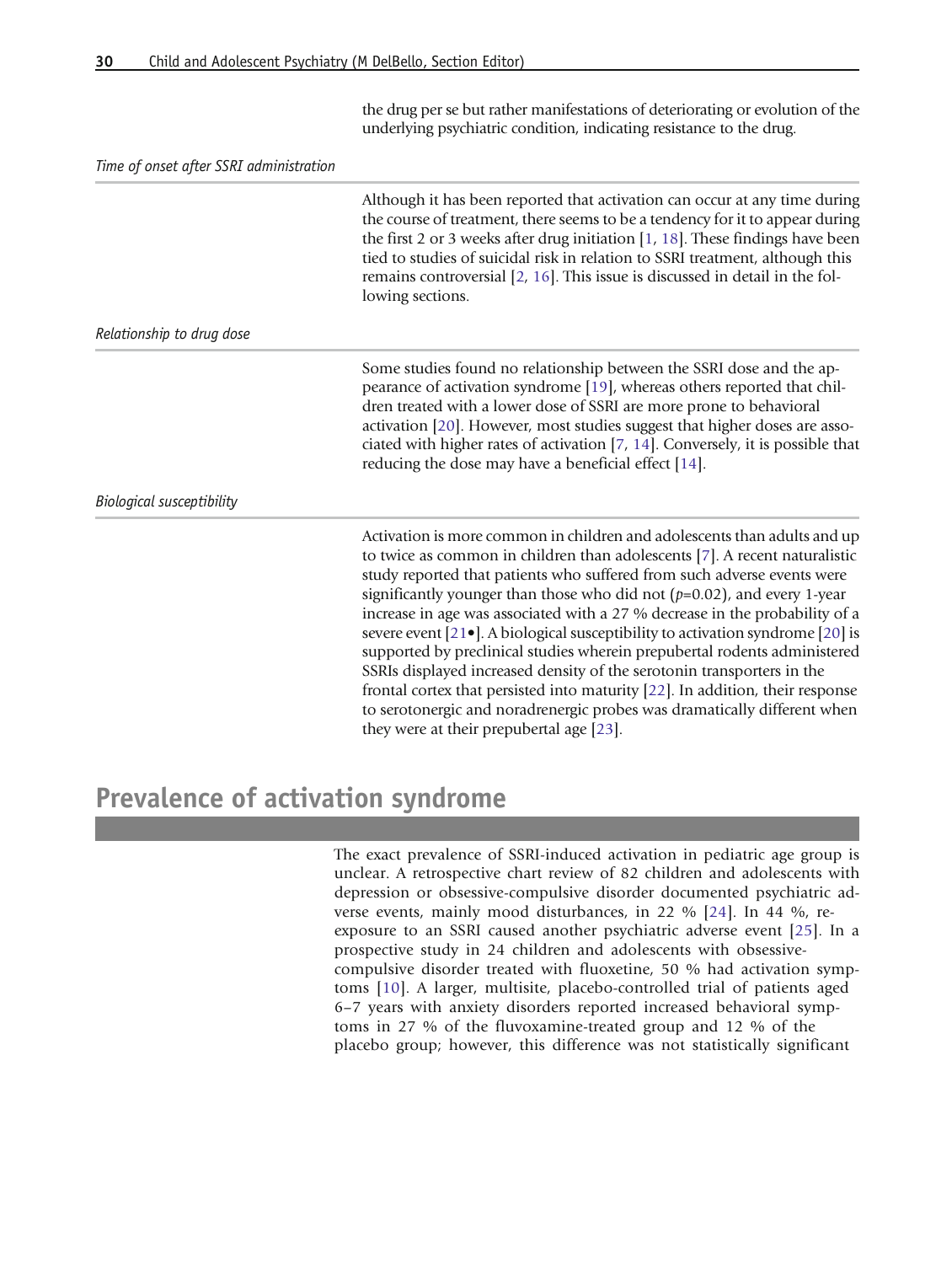the drug per se but rather manifestations of deteriorating or evolution of the underlying psychiatric condition, indicating resistance to the drug.

*Time of onset after SSRI administration*

Although it has been reported that activation can occur at any time during the course of treatment, there seems to be a tendency for it to appear during the first 2 or 3 weeks after drug initiation [1, 18]. These findings have been tied to studies of suicidal risk in relation to SSRI treatment, although this remains controversial [2, 16]. This issue is discussed in detail in the following sections.

*Relationship to drug dose*

Some studies found no relationship between the SSRI dose and the appearance of activation syndrome [19], whereas others reported that children treated with a lower dose of SSRI are more prone to behavioral activation [20]. However, most studies suggest that higher doses are associated with higher rates of activation [7, 14]. Conversely, it is possible that reducing the dose may have a beneficial effect [14].

*Biological susceptibility*

Activation is more common in children and adolescents than adults and up to twice as common in children than adolescents [7]. A recent naturalistic study reported that patients who suffered from such adverse events were significantly younger than those who did not ($p$=0.02), and every 1-year increase in age was associated with a 27 % decrease in the probability of a severe event [21•]. A biological susceptibility to activation syndrome [20] is supported by preclinical studies wherein prepubertal rodents administered SSRIs displayed increased density of the serotonin transporters in the frontal cortex that persisted into maturity [22]. In addition, their response to serotonergic and noradrenergic probes was dramatically different when they were at their prepubertal age [23].

## Prevalence of activation syndrome

The exact prevalence of SSRI-induced activation in pediatric age group is unclear. A retrospective chart review of 82 children and adolescents with depression or obsessive-compulsive disorder documented psychiatric adverse events, mainly mood disturbances, in 22 % [24]. In 44 %, re-exposure to an SSRI caused another psychiatric adverse event [25]. In a prospective study in 24 children and adolescents with obsessive-compulsive disorder treated with fluoxetine, 50 % had activation symptoms [10]. A larger, multisite, placebo-controlled trial of patients aged 6–7 years with anxiety disorders reported increased behavioral symptoms in 27 % of the fluvoxamine-treated group and 12 % of the placebo group; however, this difference was not statistically significant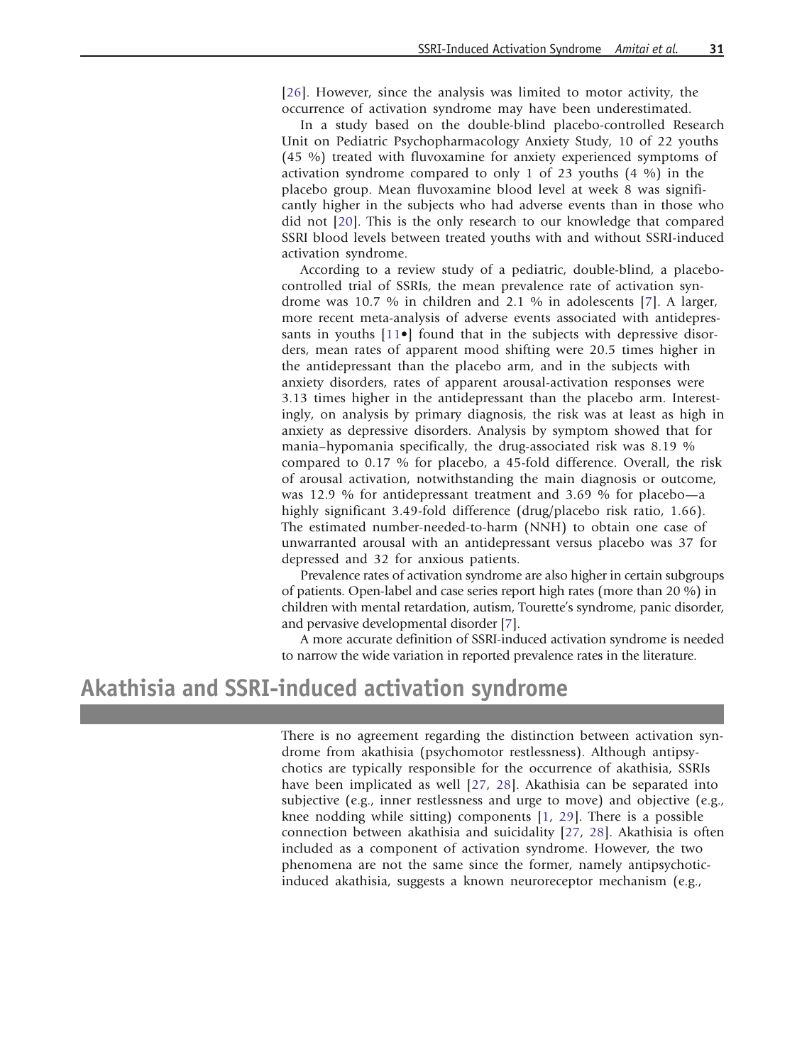[26]. However, since the analysis was limited to motor activity, the occurrence of activation syndrome may have been underestimated.

In a study based on the double-blind placebo-controlled Research Unit on Pediatric Psychopharmacology Anxiety Study, 10 of 22 youths (45 %) treated with fluvoxamine for anxiety experienced symptoms of activation syndrome compared to only 1 of 23 youths (4 %) in the placebo group. Mean fluvoxamine blood level at week 8 was significantly higher in the subjects who had adverse events than in those who did not [20]. This is the only research to our knowledge that compared SSRI blood levels between treated youths with and without SSRI-induced activation syndrome.

According to a review study of a pediatric, double-blind, a placebo-controlled trial of SSRIs, the mean prevalence rate of activation syndrome was 10.7 % in children and 2.1 % in adolescents [7]. A larger, more recent meta-analysis of adverse events associated with antidepressants in youths [11•] found that in the subjects with depressive disorders, mean rates of apparent mood shifting were 20.5 times higher in the antidepressant than the placebo arm, and in the subjects with anxiety disorders, rates of apparent arousal-activation responses were 3.13 times higher in the antidepressant than the placebo arm. Interestingly, on analysis by primary diagnosis, the risk was at least as high in anxiety as depressive disorders. Analysis by symptom showed that for mania–hypomania specifically, the drug-associated risk was 8.19 % compared to 0.17 % for placebo, a 45-fold difference. Overall, the risk of arousal activation, notwithstanding the main diagnosis or outcome, was 12.9 % for antidepressant treatment and 3.69 % for placebo—a highly significant 3.49-fold difference (drug/placebo risk ratio, 1.66). The estimated number-needed-to-harm (NNH) to obtain one case of unwarranted arousal with an antidepressant versus placebo was 37 for depressed and 32 for anxious patients.

Prevalence rates of activation syndrome are also higher in certain subgroups of patients. Open-label and case series report high rates (more than 20 %) in children with mental retardation, autism, Tourette's syndrome, panic disorder, and pervasive developmental disorder [7].

A more accurate definition of SSRI-induced activation syndrome is needed to narrow the wide variation in reported prevalence rates in the literature.

## Akathisia and SSRI-induced activation syndrome

There is no agreement regarding the distinction between activation syndrome from akathisia (psychomotor restlessness). Although antipsychotics are typically responsible for the occurrence of akathisia, SSRIs have been implicated as well [27, 28]. Akathisia can be separated into subjective (e.g., inner restlessness and urge to move) and objective (e.g., knee nodding while sitting) components [1, 29]. There is a possible connection between akathisia and suicidality [27, 28]. Akathisia is often included as a component of activation syndrome. However, the two phenomena are not the same since the former, namely antipsychotic-induced akathisia, suggests a known neuroreceptor mechanism (e.g.,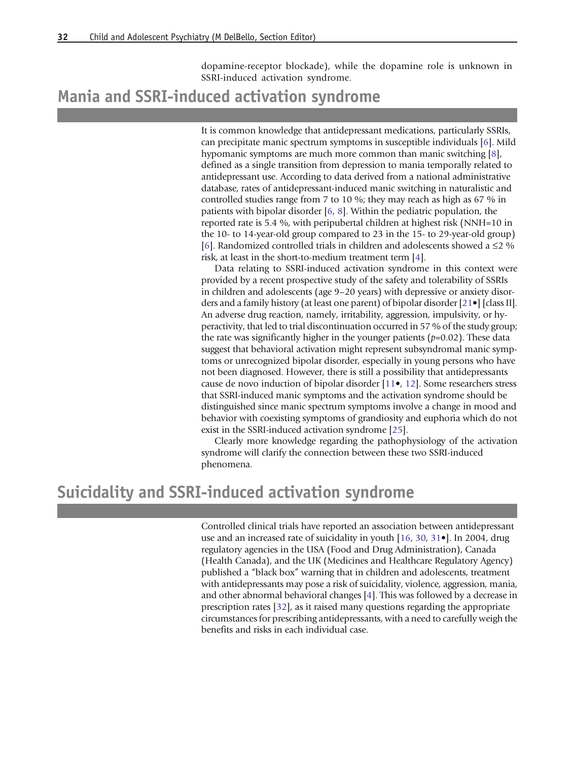dopamine-receptor blockade), while the dopamine role is unknown in SSRI-induced activation syndrome.

## Mania and SSRI-induced activation syndrome

It is common knowledge that antidepressant medications, particularly SSRIs, can precipitate manic spectrum symptoms in susceptible individuals [6]. Mild hypomanic symptoms are much more common than manic switching [8], defined as a single transition from depression to mania temporally related to antidepressant use. According to data derived from a national administrative database, rates of antidepressant-induced manic switching in naturalistic and controlled studies range from 7 to 10 %; they may reach as high as 67 % in patients with bipolar disorder [6, 8]. Within the pediatric population, the reported rate is 5.4 %, with peripubertal children at highest risk (NNH=10 in the 10- to 14-year-old group compared to 23 in the 15- to 29-year-old group) [6]. Randomized controlled trials in children and adolescents showed a ≤2 % risk, at least in the short-to-medium treatment term [4].

Data relating to SSRI-induced activation syndrome in this context were provided by a recent prospective study of the safety and tolerability of SSRIs in children and adolescents (age 9–20 years) with depressive or anxiety disorders and a family history (at least one parent) of bipolar disorder [21•] [class II]. An adverse drug reaction, namely, irritability, aggression, impulsivity, or hyperactivity, that led to trial discontinuation occurred in 57 % of the study group; the rate was significantly higher in the younger patients ($p$=0.02). These data suggest that behavioral activation might represent subsyndromal manic symptoms or unrecognized bipolar disorder, especially in young persons who have not been diagnosed. However, there is still a possibility that antidepressants cause de novo induction of bipolar disorder [11•, 12]. Some researchers stress that SSRI-induced manic symptoms and the activation syndrome should be distinguished since manic spectrum symptoms involve a change in mood and behavior with coexisting symptoms of grandiosity and euphoria which do not exist in the SSRI-induced activation syndrome [25].

Clearly more knowledge regarding the pathophysiology of the activation syndrome will clarify the connection between these two SSRI-induced phenomena.

## Suicidality and SSRI-induced activation syndrome

Controlled clinical trials have reported an association between antidepressant use and an increased rate of suicidality in youth [16, 30, 31•]. In 2004, drug regulatory agencies in the USA (Food and Drug Administration), Canada (Health Canada), and the UK (Medicines and Healthcare Regulatory Agency) published a "black box" warning that in children and adolescents, treatment with antidepressants may pose a risk of suicidality, violence, aggression, mania, and other abnormal behavioral changes [4]. This was followed by a decrease in prescription rates [32], as it raised many questions regarding the appropriate circumstances for prescribing antidepressants, with a need to carefully weigh the benefits and risks in each individual case.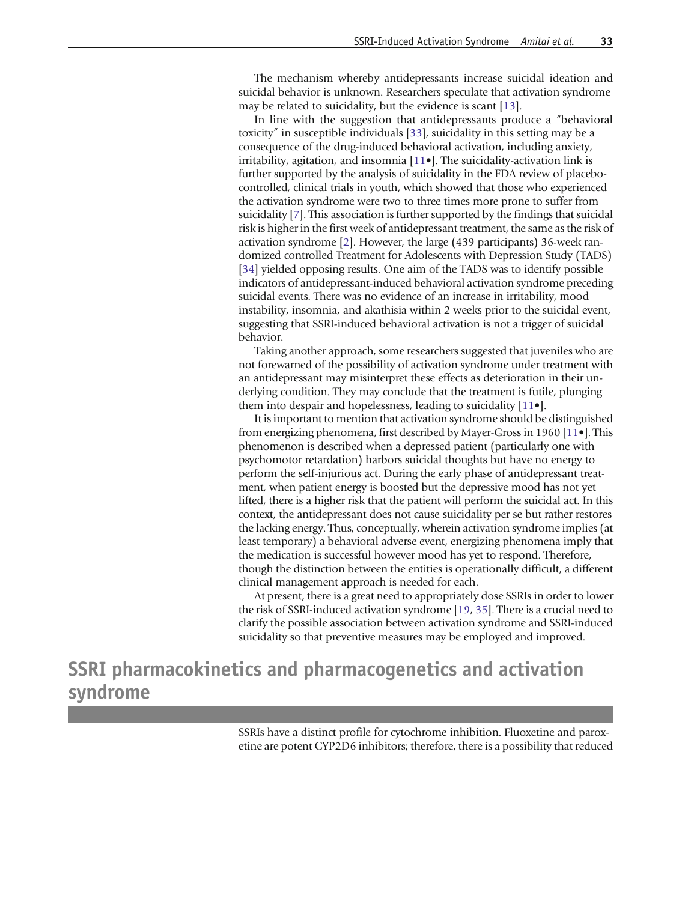The mechanism whereby antidepressants increase suicidal ideation and suicidal behavior is unknown. Researchers speculate that activation syndrome may be related to suicidality, but the evidence is scant [13].

In line with the suggestion that antidepressants produce a "behavioral toxicity" in susceptible individuals [33], suicidality in this setting may be a consequence of the drug-induced behavioral activation, including anxiety, irritability, agitation, and insomnia [11•]. The suicidality-activation link is further supported by the analysis of suicidality in the FDA review of placebo-controlled, clinical trials in youth, which showed that those who experienced the activation syndrome were two to three times more prone to suffer from suicidality [7]. This association is further supported by the findings that suicidal risk is higher in the first week of antidepressant treatment, the same as the risk of activation syndrome [2]. However, the large (439 participants) 36-week randomized controlled Treatment for Adolescents with Depression Study (TADS) [34] yielded opposing results. One aim of the TADS was to identify possible indicators of antidepressant-induced behavioral activation syndrome preceding suicidal events. There was no evidence of an increase in irritability, mood instability, insomnia, and akathisia within 2 weeks prior to the suicidal event, suggesting that SSRI-induced behavioral activation is not a trigger of suicidal behavior.

Taking another approach, some researchers suggested that juveniles who are not forewarned of the possibility of activation syndrome under treatment with an antidepressant may misinterpret these effects as deterioration in their underlying condition. They may conclude that the treatment is futile, plunging them into despair and hopelessness, leading to suicidality [11•].

It is important to mention that activation syndrome should be distinguished from energizing phenomena, first described by Mayer-Gross in 1960 [11•]. This phenomenon is described when a depressed patient (particularly one with psychomotor retardation) harbors suicidal thoughts but have no energy to perform the self-injurious act. During the early phase of antidepressant treatment, when patient energy is boosted but the depressive mood has not yet lifted, there is a higher risk that the patient will perform the suicidal act. In this context, the antidepressant does not cause suicidality per se but rather restores the lacking energy. Thus, conceptually, wherein activation syndrome implies (at least temporary) a behavioral adverse event, energizing phenomena imply that the medication is successful however mood has yet to respond. Therefore, though the distinction between the entities is operationally difficult, a different clinical management approach is needed for each.

At present, there is a great need to appropriately dose SSRIs in order to lower the risk of SSRI-induced activation syndrome [19, 35]. There is a crucial need to clarify the possible association between activation syndrome and SSRI-induced suicidality so that preventive measures may be employed and improved.

## SSRI pharmacokinetics and pharmacogenetics and activation syndrome

SSRIs have a distinct profile for cytochrome inhibition. Fluoxetine and paroxetine are potent CYP2D6 inhibitors; therefore, there is a possibility that reduced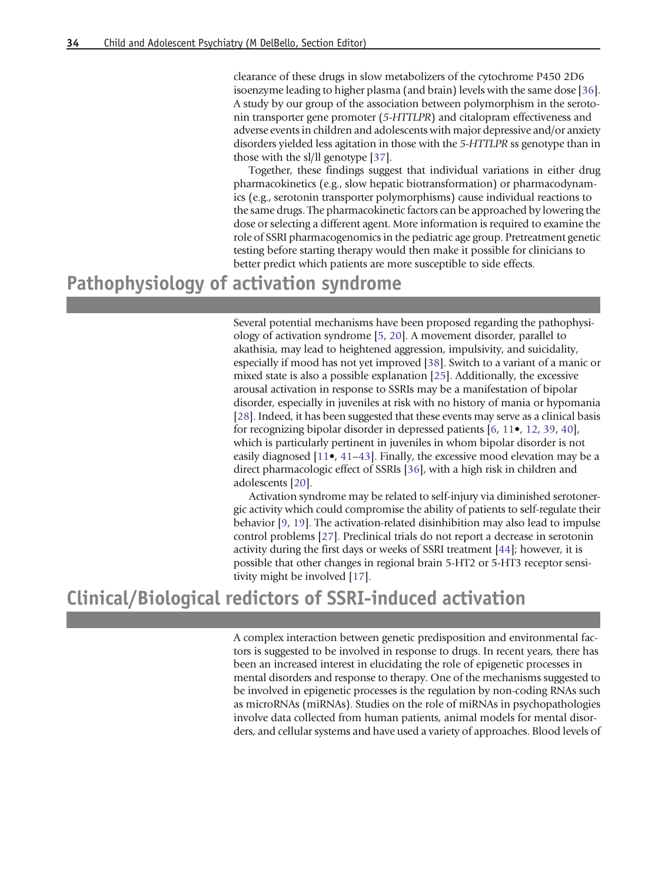clearance of these drugs in slow metabolizers of the cytochrome P450 2D6 isoenzyme leading to higher plasma (and brain) levels with the same dose [36]. A study by our group of the association between polymorphism in the serotonin transporter gene promoter (*5-HTTLPR*) and citalopram effectiveness and adverse events in children and adolescents with major depressive and/or anxiety disorders yielded less agitation in those with the *5-HTTLPR* ss genotype than in those with the sl/ll genotype [37].

Together, these findings suggest that individual variations in either drug pharmacokinetics (e.g., slow hepatic biotransformation) or pharmacodynamics (e.g., serotonin transporter polymorphisms) cause individual reactions to the same drugs. The pharmacokinetic factors can be approached by lowering the dose or selecting a different agent. More information is required to examine the role of SSRI pharmacogenomics in the pediatric age group. Pretreatment genetic testing before starting therapy would then make it possible for clinicians to better predict which patients are more susceptible to side effects.

## Pathophysiology of activation syndrome

Several potential mechanisms have been proposed regarding the pathophysiology of activation syndrome [5, 20]. A movement disorder, parallel to akathisia, may lead to heightened aggression, impulsivity, and suicidality, especially if mood has not yet improved [38]. Switch to a variant of a manic or mixed state is also a possible explanation [25]. Additionally, the excessive arousal activation in response to SSRIs may be a manifestation of bipolar disorder, especially in juveniles at risk with no history of mania or hypomania [28]. Indeed, it has been suggested that these events may serve as a clinical basis for recognizing bipolar disorder in depressed patients [6, 11•, 12, 39, 40], which is particularly pertinent in juveniles in whom bipolar disorder is not easily diagnosed [11•, 41–43]. Finally, the excessive mood elevation may be a direct pharmacologic effect of SSRIs [36], with a high risk in children and adolescents [20].

Activation syndrome may be related to self-injury via diminished serotonergic activity which could compromise the ability of patients to self-regulate their behavior [9, 19]. The activation-related disinhibition may also lead to impulse control problems [27]. Preclinical trials do not report a decrease in serotonin activity during the first days or weeks of SSRI treatment [44]; however, it is possible that other changes in regional brain 5-HT2 or 5-HT3 receptor sensitivity might be involved [17].

## Clinical/Biological redictors of SSRI-induced activation

A complex interaction between genetic predisposition and environmental factors is suggested to be involved in response to drugs. In recent years, there has been an increased interest in elucidating the role of epigenetic processes in mental disorders and response to therapy. One of the mechanisms suggested to be involved in epigenetic processes is the regulation by non-coding RNAs such as microRNAs (miRNAs). Studies on the role of miRNAs in psychopathologies involve data collected from human patients, animal models for mental disorders, and cellular systems and have used a variety of approaches. Blood levels of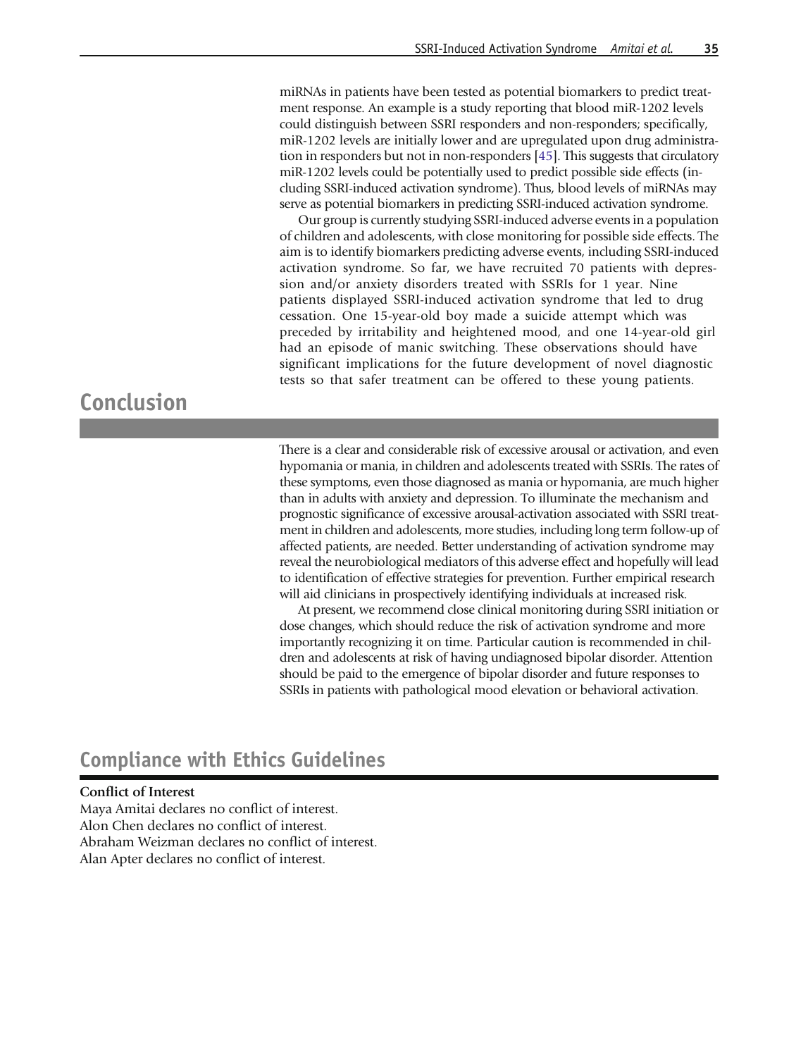miRNAs in patients have been tested as potential biomarkers to predict treatment response. An example is a study reporting that blood miR-1202 levels could distinguish between SSRI responders and non-responders; specifically, miR-1202 levels are initially lower and are upregulated upon drug administration in responders but not in non-responders [45]. This suggests that circulatory miR-1202 levels could be potentially used to predict possible side effects (including SSRI-induced activation syndrome). Thus, blood levels of miRNAs may serve as potential biomarkers in predicting SSRI-induced activation syndrome.

Our group is currently studying SSRI-induced adverse events in a population of children and adolescents, with close monitoring for possible side effects. The aim is to identify biomarkers predicting adverse events, including SSRI-induced activation syndrome. So far, we have recruited 70 patients with depression and/or anxiety disorders treated with SSRIs for 1 year. Nine patients displayed SSRI-induced activation syndrome that led to drug cessation. One 15-year-old boy made a suicide attempt which was preceded by irritability and heightened mood, and one 14-year-old girl had an episode of manic switching. These observations should have significant implications for the future development of novel diagnostic tests so that safer treatment can be offered to these young patients.

## Conclusion

There is a clear and considerable risk of excessive arousal or activation, and even hypomania or mania, in children and adolescents treated with SSRIs. The rates of these symptoms, even those diagnosed as mania or hypomania, are much higher than in adults with anxiety and depression. To illuminate the mechanism and prognostic significance of excessive arousal-activation associated with SSRI treatment in children and adolescents, more studies, including long term follow-up of affected patients, are needed. Better understanding of activation syndrome may reveal the neurobiological mediators of this adverse effect and hopefully will lead to identification of effective strategies for prevention. Further empirical research will aid clinicians in prospectively identifying individuals at increased risk.

At present, we recommend close clinical monitoring during SSRI initiation or dose changes, which should reduce the risk of activation syndrome and more importantly recognizing it on time. Particular caution is recommended in children and adolescents at risk of having undiagnosed bipolar disorder. Attention should be paid to the emergence of bipolar disorder and future responses to SSRIs in patients with pathological mood elevation or behavioral activation.

## Compliance with Ethics Guidelines

**Conflict of Interest**

Maya Amitai declares no conflict of interest.
Alon Chen declares no conflict of interest.
Abraham Weizman declares no conflict of interest.
Alan Apter declares no conflict of interest.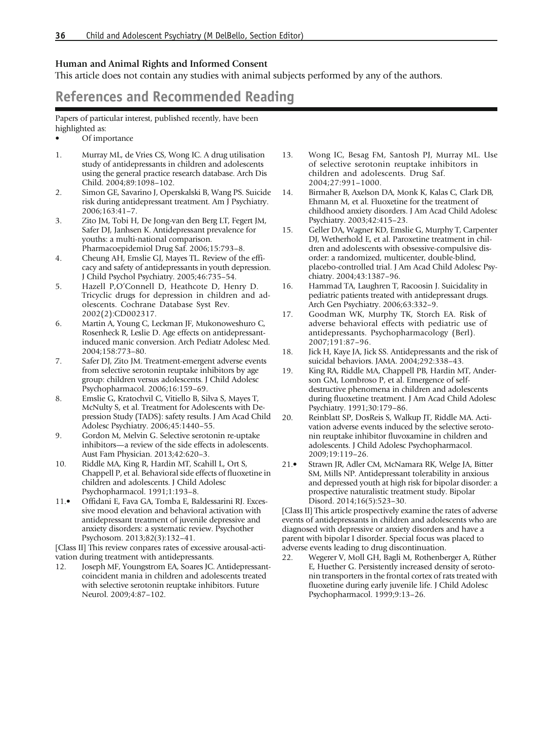### Human and Animal Rights and Informed Consent

This article does not contain any studies with animal subjects performed by any of the authors.

## References and Recommended Reading

Papers of particular interest, published recently, have been highlighted as:
• Of importance

1. Murray ML, de Vries CS, Wong IC. A drug utilisation study of antidepressants in children and adolescents using the general practice research database. Arch Dis Child. 2004;89:1098–102.
2. Simon GE, Savarino J, Operskalski B, Wang PS. Suicide risk during antidepressant treatment. Am J Psychiatry. 2006;163:41–7.
3. Zito JM, Tobi H, De Jong-van den Berg LT, Fegert JM, Safer DJ, Janhsen K. Antidepressant prevalence for youths: a multi-national comparison. Pharmacoepidemiol Drug Saf. 2006;15:793–8.
4. Cheung AH, Emslie GJ, Mayes TL. Review of the efficacy and safety of antidepressants in youth depression. J Child Psychol Psychiatry. 2005;46:735–54.
5. Hazell P,O'Connell D, Heathcote D, Henry D. Tricyclic drugs for depression in children and adolescents. Cochrane Database Syst Rev. 2002(2):CD002317.
6. Martin A, Young C, Leckman JF, Mukonoweshuro C, Rosenheck R, Leslie D. Age effects on antidepressant-induced manic conversion. Arch Pediatr Adolesc Med. 2004;158:773–80.
7. Safer DJ, Zito JM. Treatment-emergent adverse events from selective serotonin reuptake inhibitors by age group: children versus adolescents. J Child Adolesc Psychopharmacol. 2006;16:159–69.
8. Emslie G, Kratochvil C, Vitiello B, Silva S, Mayes T, McNulty S, et al. Treatment for Adolescents with Depression Study (TADS): safety results. J Am Acad Child Adolesc Psychiatry. 2006;45:1440–55.
9. Gordon M, Melvin G. Selective serotonin re-uptake inhibitors—a review of the side effects in adolescents. Aust Fam Physician. 2013;42:620–3.
10. Riddle MA, King R, Hardin MT, Scahill L, Ort S, Chappell P, et al. Behavioral side effects of fluoxetine in children and adolescents. J Child Adolesc Psychopharmacol. 1991;1:193–8.
11.• Offidani E, Fava GA, Tomba E, Baldessarini RJ. Excessive mood elevation and behavioral activation with antidepressant treatment of juvenile depressive and anxiety disorders: a systematic review. Psychother Psychosom. 2013;82(3):132–41.

[Class II] This review conpares rates of excessive arousal-activation during treatment with antidepressants.

12. Joseph MF, Youngstrom EA, Soares JC. Antidepressant-coincident mania in children and adolescents treated with selective serotonin reuptake inhibitors. Future Neurol. 2009;4:87–102.
13. Wong IC, Besag FM, Santosh PJ, Murray ML. Use of selective serotonin reuptake inhibitors in children and adolescents. Drug Saf. 2004;27:991–1000.
14. Birmaher B, Axelson DA, Monk K, Kalas C, Clark DB, Ehmann M, et al. Fluoxetine for the treatment of childhood anxiety disorders. J Am Acad Child Adolesc Psychiatry. 2003;42:415–23.
15. Geller DA, Wagner KD, Emslie G, Murphy T, Carpenter DJ, Wetherhold E, et al. Paroxetine treatment in children and adolescents with obsessive-compulsive disorder: a randomized, multicenter, double-blind, placebo-controlled trial. J Am Acad Child Adolesc Psychiatry. 2004;43:1387–96.
16. Hammad TA, Laughren T, Racoosin J. Suicidality in pediatric patients treated with antidepressant drugs. Arch Gen Psychiatry. 2006;63:332–9.
17. Goodman WK, Murphy TK, Storch EA. Risk of adverse behavioral effects with pediatric use of antidepressants. Psychopharmacology (Berl). 2007;191:87–96.
18. Jick H, Kaye JA, Jick SS. Antidepressants and the risk of suicidal behaviors. JAMA. 2004;292:338–43.
19. King RA, Riddle MA, Chappell PB, Hardin MT, Anderson GM, Lombroso P, et al. Emergence of self-destructive phenomena in children and adolescents during fluoxetine treatment. J Am Acad Child Adolesc Psychiatry. 1991;30:179–86.
20. Reinblatt SP, DosReis S, Walkup JT, Riddle MA. Activation adverse events induced by the selective serotonin reuptake inhibitor fluvoxamine in children and adolescents. J Child Adolesc Psychopharmacol. 2009;19:119–26.
21.• Strawn JR, Adler CM, McNamara RK, Welge JA, Bitter SM, Mills NP. Antidepressant tolerability in anxious and depressed youth at high risk for bipolar disorder: a prospective naturalistic treatment study. Bipolar Disord. 2014;16(5):523–30.

[Class II] This article prospectively examine the rates of adverse events of antidepressants in children and adolescents who are diagnosed with depressive or anxiety disorders and have a parent with bipolar I disorder. Special focus was placed to adverse events leading to drug discontinuation.

22. Wegerer V, Moll GH, Bagli M, Rothenberger A, Rüther E, Huether G. Persistently increased density of serotonin transporters in the frontal cortex of rats treated with fluoxetine during early juvenile life. J Child Adolesc Psychopharmacol. 1999;9:13–26.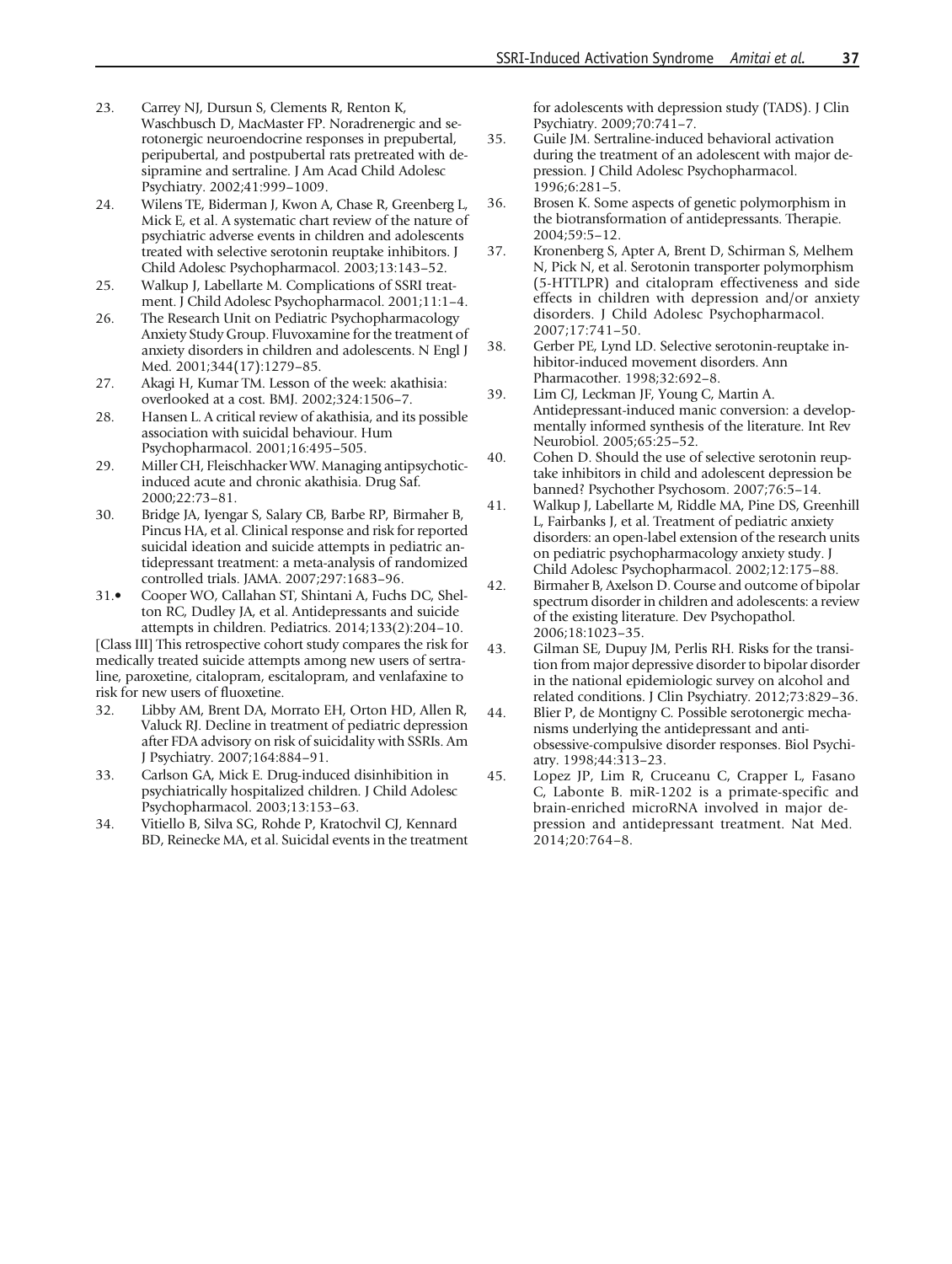23. Carrey NJ, Dursun S, Clements R, Renton K, Waschbusch D, MacMaster FP. Noradrenergic and serotonergic neuroendocrine responses in prepubertal, peripubertal, and postpubertal rats pretreated with desipramine and sertraline. J Am Acad Child Adolesc Psychiatry. 2002;41:999–1009.
24. Wilens TE, Biderman J, Kwon A, Chase R, Greenberg L, Mick E, et al. A systematic chart review of the nature of psychiatric adverse events in children and adolescents treated with selective serotonin reuptake inhibitors. J Child Adolesc Psychopharmacol. 2003;13:143–52.
25. Walkup J, Labellarte M. Complications of SSRI treatment. J Child Adolesc Psychopharmacol. 2001;11:1–4.
26. The Research Unit on Pediatric Psychopharmacology Anxiety Study Group. Fluvoxamine for the treatment of anxiety disorders in children and adolescents. N Engl J Med. 2001;344(17):1279–85.
27. Akagi H, Kumar TM. Lesson of the week: akathisia: overlooked at a cost. BMJ. 2002;324:1506–7.
28. Hansen L. A critical review of akathisia, and its possible association with suicidal behaviour. Hum Psychopharmacol. 2001;16:495–505.
29. Miller CH, Fleischhacker WW. Managing antipsychotic-induced acute and chronic akathisia. Drug Saf. 2000;22:73–81.
30. Bridge JA, Iyengar S, Salary CB, Barbe RP, Birmaher B, Pincus HA, et al. Clinical response and risk for reported suicidal ideation and suicide attempts in pediatric antidepressant treatment: a meta-analysis of randomized controlled trials. JAMA. 2007;297:1683–96.
31.• Cooper WO, Callahan ST, Shintani A, Fuchs DC, Shelton RC, Dudley JA, et al. Antidepressants and suicide attempts in children. Pediatrics. 2014;133(2):204–10.

[Class III] This retrospective cohort study compares the risk for medically treated suicide attempts among new users of sertraline, paroxetine, citalopram, escitalopram, and venlafaxine to risk for new users of fluoxetine.

32. Libby AM, Brent DA, Morrato EH, Orton HD, Allen R, Valuck RJ. Decline in treatment of pediatric depression after FDA advisory on risk of suicidality with SSRIs. Am J Psychiatry. 2007;164:884–91.
33. Carlson GA, Mick E. Drug-induced disinhibition in psychiatrically hospitalized children. J Child Adolesc Psychopharmacol. 2003;13:153–63.
34. Vitiello B, Silva SG, Rohde P, Kratochvil CJ, Kennard BD, Reinecke MA, et al. Suicidal events in the treatment for adolescents with depression study (TADS). J Clin Psychiatry. 2009;70:741–7.
35. Guile JM. Sertraline-induced behavioral activation during the treatment of an adolescent with major depression. J Child Adolesc Psychopharmacol. 1996;6:281–5.
36. Brosen K. Some aspects of genetic polymorphism in the biotransformation of antidepressants. Therapie. 2004;59:5–12.
37. Kronenberg S, Apter A, Brent D, Schirman S, Melhem N, Pick N, et al. Serotonin transporter polymorphism (5-HTTLPR) and citalopram effectiveness and side effects in children with depression and/or anxiety disorders. J Child Adolesc Psychopharmacol. 2007;17:741–50.
38. Gerber PE, Lynd LD. Selective serotonin-reuptake inhibitor-induced movement disorders. Ann Pharmacother. 1998;32:692–8.
39. Lim CJ, Leckman JF, Young C, Martin A. Antidepressant-induced manic conversion: a developmentally informed synthesis of the literature. Int Rev Neurobiol. 2005;65:25–52.
40. Cohen D. Should the use of selective serotonin reuptake inhibitors in child and adolescent depression be banned? Psychother Psychosom. 2007;76:5–14.
41. Walkup J, Labellarte M, Riddle MA, Pine DS, Greenhill L, Fairbanks J, et al. Treatment of pediatric anxiety disorders: an open-label extension of the research units on pediatric psychopharmacology anxiety study. J Child Adolesc Psychopharmacol. 2002;12:175–88.
42. Birmaher B, Axelson D. Course and outcome of bipolar spectrum disorder in children and adolescents: a review of the existing literature. Dev Psychopathol. 2006;18:1023–35.
43. Gilman SE, Dupuy JM, Perlis RH. Risks for the transition from major depressive disorder to bipolar disorder in the national epidemiologic survey on alcohol and related conditions. J Clin Psychiatry. 2012;73:829–36.
44. Blier P, de Montigny C. Possible serotonergic mechanisms underlying the antidepressant and anti-obsessive-compulsive disorder responses. Biol Psychiatry. 1998;44:313–23.
45. Lopez JP, Lim R, Cruceanu C, Crapper L, Fasano C, Labonte B. miR-1202 is a primate-specific and brain-enriched microRNA involved in major depression and antidepressant treatment. Nat Med. 2014;20:764–8.